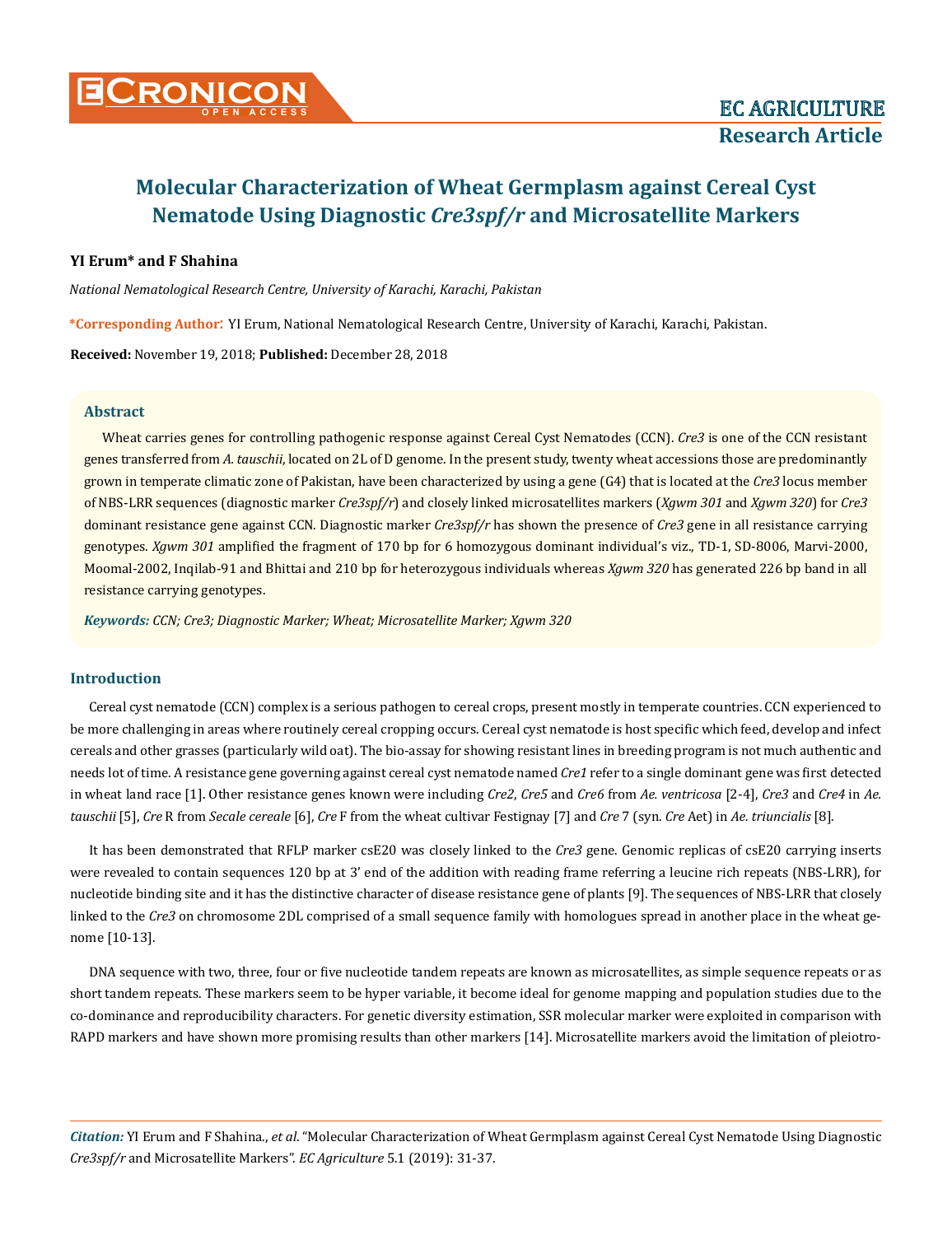# Molecular Characterization of Wheat Germplasm against Cereal Cyst Nematode Using Diagnostic *Cre3spf/r* and Microsatellite Markers

**YI Erum* and F Shahina**

*National Nematological Research Centre, University of Karachi, Karachi, Pakistan*

***Corresponding Author**: YI Erum, National Nematological Research Centre, University of Karachi, Karachi, Pakistan.

**Received:** November 19, 2018; **Published:** December 28, 2018

## Abstract

Wheat carries genes for controlling pathogenic response against Cereal Cyst Nematodes (CCN). *Cre3* is one of the CCN resistant genes transferred from *A. tauschii*, located on 2L of D genome. In the present study, twenty wheat accessions those are predominantly grown in temperate climatic zone of Pakistan, have been characterized by using a gene (G4) that is located at the *Cre3* locus member of NBS-LRR sequences (diagnostic marker *Cre3spf/r*) and closely linked microsatellites markers (*Xgwm 301* and *Xgwm 320*) for *Cre3* dominant resistance gene against CCN. Diagnostic marker *Cre3spf/r* has shown the presence of *Cre3* gene in all resistance carrying genotypes. *Xgwm 301* amplified the fragment of 170 bp for 6 homozygous dominant individual's viz., TD-1, SD-8006, Marvi-2000, Moomal-2002, Inqilab-91 and Bhittai and 210 bp for heterozygous individuals whereas *Xgwm 320* has generated 226 bp band in all resistance carrying genotypes.

***Keywords:** CCN; Cre3; Diagnostic Marker; Wheat; Microsatellite Marker; Xgwm 320*

## Introduction

Cereal cyst nematode (CCN) complex is a serious pathogen to cereal crops, present mostly in temperate countries. CCN experienced to be more challenging in areas where routinely cereal cropping occurs. Cereal cyst nematode is host specific which feed, develop and infect cereals and other grasses (particularly wild oat). The bio-assay for showing resistant lines in breeding program is not much authentic and needs lot of time. A resistance gene governing against cereal cyst nematode named *Cre1* refer to a single dominant gene was first detected in wheat land race [1]. Other resistance genes known were including *Cre2*, *Cre5* and *Cre6* from *Ae. ventricosa* [2-4], *Cre3* and *Cre4* in *Ae. tauschii* [5], *Cre* R from *Secale cereale* [6], *Cre* F from the wheat cultivar Festignay [7] and *Cre* 7 (syn. *Cre* Aet) in *Ae. triuncialis* [8].

It has been demonstrated that RFLP marker csE20 was closely linked to the *Cre3* gene. Genomic replicas of csE20 carrying inserts were revealed to contain sequences 120 bp at 3' end of the addition with reading frame referring a leucine rich repeats (NBS-LRR), for nucleotide binding site and it has the distinctive character of disease resistance gene of plants [9]. The sequences of NBS-LRR that closely linked to the *Cre3* on chromosome 2DL comprised of a small sequence family with homologues spread in another place in the wheat genome [10-13].

DNA sequence with two, three, four or five nucleotide tandem repeats are known as microsatellites, as simple sequence repeats or as short tandem repeats. These markers seem to be hyper variable, it become ideal for genome mapping and population studies due to the co-dominance and reproducibility characters. For genetic diversity estimation, SSR molecular marker were exploited in comparison with RAPD markers and have shown more promising results than other markers [14]. Microsatellite markers avoid the limitation of pleiotro-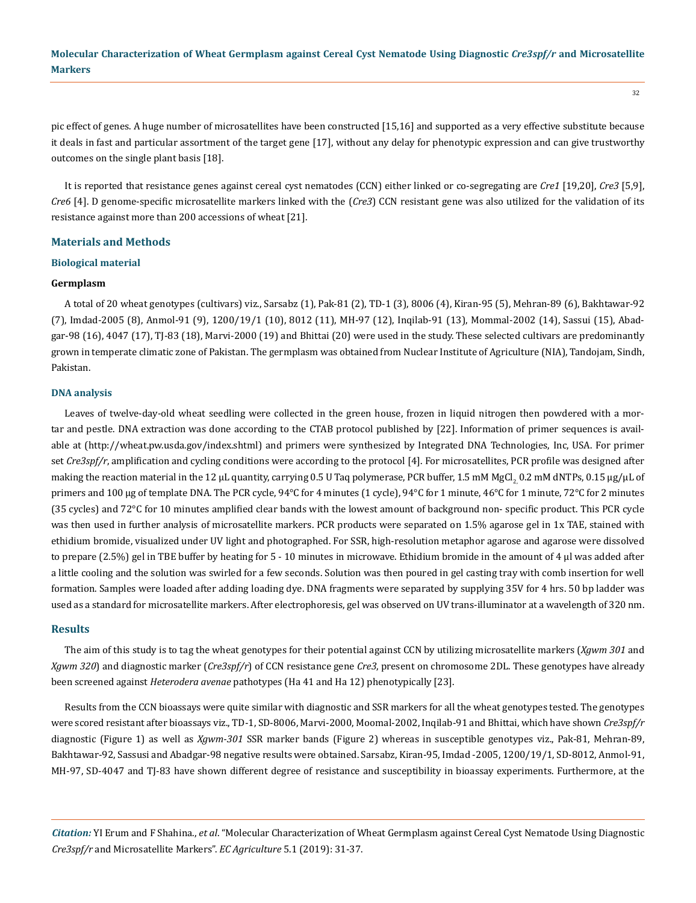pic effect of genes. A huge number of microsatellites have been constructed [15,16] and supported as a very effective substitute because it deals in fast and particular assortment of the target gene [17], without any delay for phenotypic expression and can give trustworthy outcomes on the single plant basis [18].

It is reported that resistance genes against cereal cyst nematodes (CCN) either linked or co-segregating are *Cre1* [19,20], *Cre3* [5,9], *Cre6* [4]. D genome-specific microsatellite markers linked with the (*Cre3*) CCN resistant gene was also utilized for the validation of its resistance against more than 200 accessions of wheat [21].

## Materials and Methods

### Biological material

#### Germplasm

A total of 20 wheat genotypes (cultivars) viz., Sarsabz (1), Pak-81 (2), TD-1 (3), 8006 (4), Kiran-95 (5), Mehran-89 (6), Bakhtawar-92 (7), Imdad-2005 (8), Anmol-91 (9), 1200/19/1 (10), 8012 (11), MH-97 (12), Inqilab-91 (13), Mommal-2002 (14), Sassui (15), Abadgar-98 (16), 4047 (17), TJ-83 (18), Marvi-2000 (19) and Bhittai (20) were used in the study. These selected cultivars are predominantly grown in temperate climatic zone of Pakistan. The germplasm was obtained from Nuclear Institute of Agriculture (NIA), Tandojam, Sindh, Pakistan.

### DNA analysis

Leaves of twelve-day-old wheat seedling were collected in the green house, frozen in liquid nitrogen then powdered with a mortar and pestle. DNA extraction was done according to the CTAB protocol published by [22]. Information of primer sequences is available at (http://wheat.pw.usda.gov/index.shtml) and primers were synthesized by Integrated DNA Technologies, Inc, USA. For primer set *Cre3spf/r*, amplification and cycling conditions were according to the protocol [4]. For microsatellites, PCR profile was designed after making the reaction material in the 12 µL quantity, carrying 0.5 U Taq polymerase, PCR buffer, 1.5 mM $MgCl_2$, 0.2 mM dNTPs, 0.15 µg/µL of primers and 100 µg of template DNA. The PCR cycle, 94°C for 4 minutes (1 cycle), 94°C for 1 minute, 46°C for 1 minute, 72°C for 2 minutes (35 cycles) and 72°C for 10 minutes amplified clear bands with the lowest amount of background non- specific product. This PCR cycle was then used in further analysis of microsatellite markers. PCR products were separated on 1.5% agarose gel in 1x TAE, stained with ethidium bromide, visualized under UV light and photographed. For SSR, high-resolution metaphor agarose and agarose were dissolved to prepare (2.5%) gel in TBE buffer by heating for 5 - 10 minutes in microwave. Ethidium bromide in the amount of 4 µl was added after a little cooling and the solution was swirled for a few seconds. Solution was then poured in gel casting tray with comb insertion for well formation. Samples were loaded after adding loading dye. DNA fragments were separated by supplying 35V for 4 hrs. 50 bp ladder was used as a standard for microsatellite markers. After electrophoresis, gel was observed on UV trans-illuminator at a wavelength of 320 nm.

## Results

The aim of this study is to tag the wheat genotypes for their potential against CCN by utilizing microsatellite markers (*Xgwm 301* and *Xgwm 320*) and diagnostic marker (*Cre3spf/r*) of CCN resistance gene *Cre3*, present on chromosome 2DL. These genotypes have already been screened against *Heterodera avenae* pathotypes (Ha 41 and Ha 12) phenotypically [23].

Results from the CCN bioassays were quite similar with diagnostic and SSR markers for all the wheat genotypes tested. The genotypes were scored resistant after bioassays viz., TD-1, SD-8006, Marvi-2000, Moomal-2002, Inqilab-91 and Bhittai, which have shown *Cre3spf/r* diagnostic (Figure 1) as well as *Xgwm-301* SSR marker bands (Figure 2) whereas in susceptible genotypes viz., Pak-81, Mehran-89, Bakhtawar-92, Sassusi and Abadgar-98 negative results were obtained. Sarsabz, Kiran-95, Imdad -2005, 1200/19/1, SD-8012, Anmol-91, MH-97, SD-4047 and TJ-83 have shown different degree of resistance and susceptibility in bioassay experiments. Furthermore, at the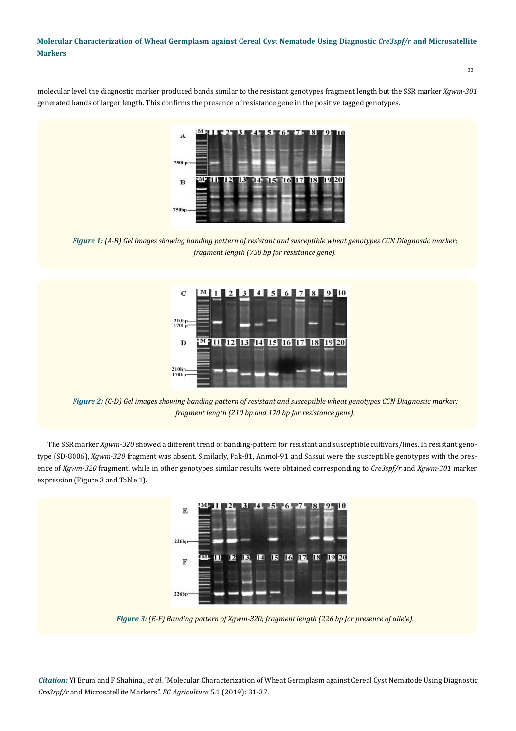molecular level the diagnostic marker produced bands similar to the resistant genotypes fragment length but the SSR marker *Xgwm-301* generated bands of larger length. This confirms the presence of resistance gene in the positive tagged genotypes.

***Figure 1:*** *(A-B) Gel images showing banding pattern of resistant and susceptible wheat genotypes CCN Diagnostic marker; fragment length (750 bp for resistance gene).*

***Figure 2:*** *(C-D) Gel images showing banding pattern of resistant and susceptible wheat genotypes CCN Diagnostic marker; fragment length (210 bp and 170 bp for resistance gene).*

The SSR marker *Xgwm-320* showed a different trend of banding-pattern for resistant and susceptible cultivars/lines. In resistant genotype (SD-8006), *Xgwm-320* fragment was absent. Similarly, Pak-81, Anmol-91 and Sassui were the susceptible genotypes with the presence of *Xgwm-320* fragment, while in other genotypes similar results were obtained corresponding to *Cre3spf/r* and *Xgwm-301* marker expression (Figure 3 and Table 1).

***Figure 3:*** *(E-F) Banding pattern of Xgwm-320; fragment length (226 bp for presence of allele).*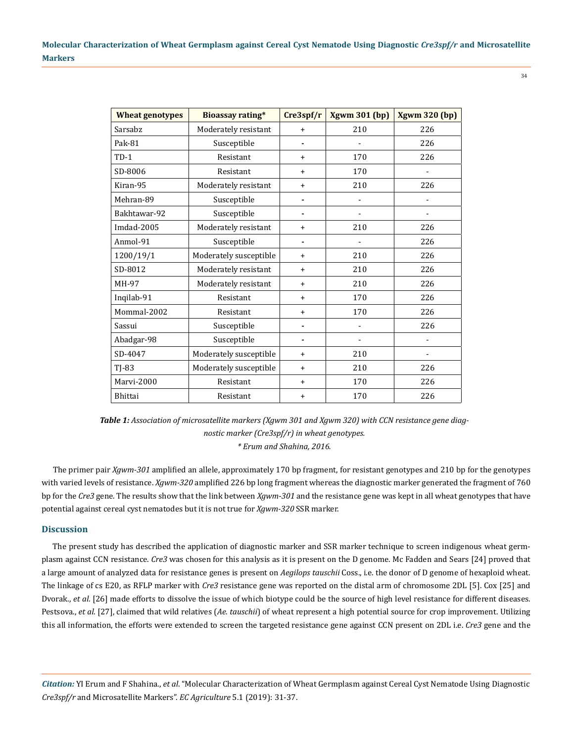| Wheat genotypes | Bioassay rating* | Cre3spf/r | Xgwm 301 (bp) | Xgwm 320 (bp) |
|---|---|---|---|---|
| Sarsabz | Moderately resistant | + | 210 | 226 |
| Pak-81 | Susceptible | - | - | 226 |
| TD-1 | Resistant | + | 170 | 226 |
| SD-8006 | Resistant | + | 170 | - |
| Kiran-95 | Moderately resistant | + | 210 | 226 |
| Mehran-89 | Susceptible | - | - | - |
| Bakhtawar-92 | Susceptible | - | - | - |
| Imdad-2005 | Moderately resistant | + | 210 | 226 |
| Anmol-91 | Susceptible | - | - | 226 |
| 1200/19/1 | Moderately susceptible | + | 210 | 226 |
| SD-8012 | Moderately resistant | + | 210 | 226 |
| MH-97 | Moderately resistant | + | 210 | 226 |
| Inqilab-91 | Resistant | + | 170 | 226 |
| Mommal-2002 | Resistant | + | 170 | 226 |
| Sassui | Susceptible | - | - | 226 |
| Abadgar-98 | Susceptible | - | - | - |
| SD-4047 | Moderately susceptible | + | 210 | - |
| TJ-83 | Moderately susceptible | + | 210 | 226 |
| Marvi-2000 | Resistant | + | 170 | 226 |
| Bhittai | Resistant | + | 170 | 226 |

***Table 1:*** *Association of microsatellite markers (Xgwm 301 and Xgwm 320) with CCN resistance gene diagnostic marker (Cre3spf/r) in wheat genotypes.*
*\* Erum and Shahina, 2016.*

The primer pair *Xgwm-301* amplified an allele, approximately 170 bp fragment, for resistant genotypes and 210 bp for the genotypes with varied levels of resistance. *Xgwm-320* amplified 226 bp long fragment whereas the diagnostic marker generated the fragment of 760 bp for the *Cre3* gene. The results show that the link between *Xgwm-301* and the resistance gene was kept in all wheat genotypes that have potential against cereal cyst nematodes but it is not true for *Xgwm-320* SSR marker.

## Discussion

The present study has described the application of diagnostic marker and SSR marker technique to screen indigenous wheat germplasm against CCN resistance. *Cre3* was chosen for this analysis as it is present on the D genome. Mc Fadden and Sears [24] proved that a large amount of analyzed data for resistance genes is present on *Aegilops tauschii* Coss., i.e. the donor of D genome of hexaploid wheat. The linkage of cs E20, as RFLP marker with *Cre3* resistance gene was reported on the distal arm of chromosome 2DL [5]. Cox [25] and Dvorak., *et al*. [26] made efforts to dissolve the issue of which biotype could be the source of high level resistance for different diseases. Pestsova., *et al*. [27], claimed that wild relatives (*Ae. tauschii*) of wheat represent a high potential source for crop improvement. Utilizing this all information, the efforts were extended to screen the targeted resistance gene against CCN present on 2DL i.e. *Cre3* gene and the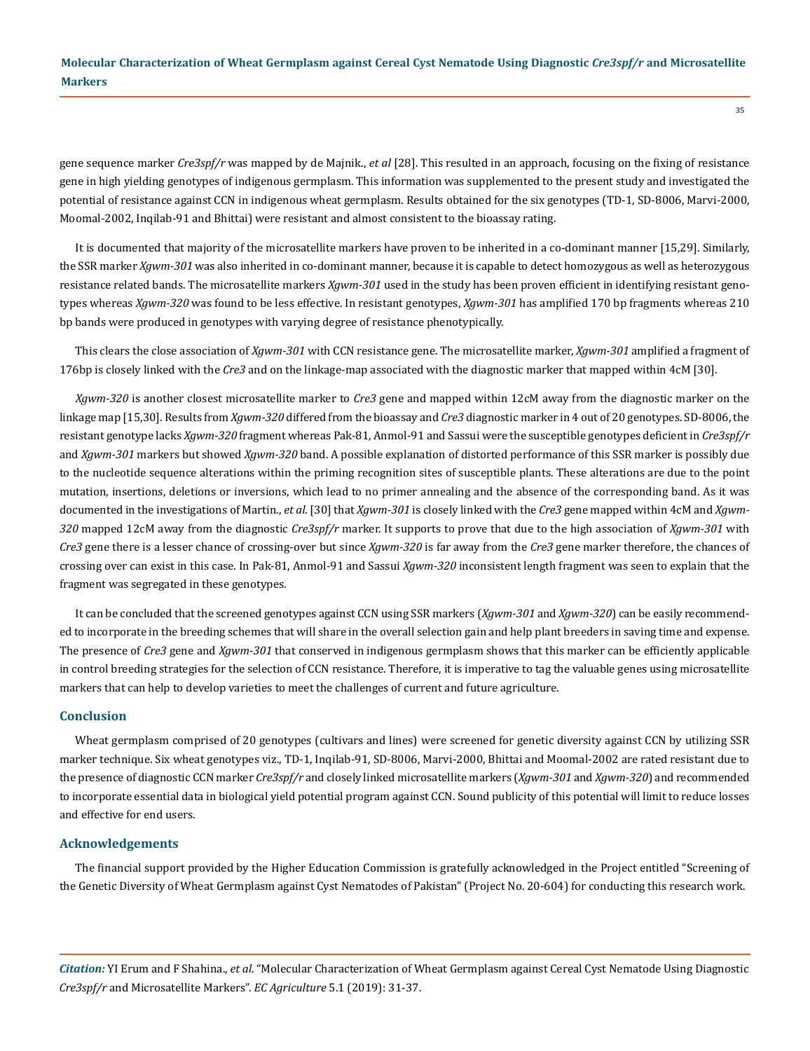gene sequence marker *Cre3spf/r* was mapped by de Majnik., *et al* [28]. This resulted in an approach, focusing on the fixing of resistance gene in high yielding genotypes of indigenous germplasm. This information was supplemented to the present study and investigated the potential of resistance against CCN in indigenous wheat germplasm. Results obtained for the six genotypes (TD-1, SD-8006, Marvi-2000, Moomal-2002, Inqilab-91 and Bhittai) were resistant and almost consistent to the bioassay rating.

It is documented that majority of the microsatellite markers have proven to be inherited in a co-dominant manner [15,29]. Similarly, the SSR marker *Xgwm-301* was also inherited in co-dominant manner, because it is capable to detect homozygous as well as heterozygous resistance related bands. The microsatellite markers *Xgwm-301* used in the study has been proven efficient in identifying resistant genotypes whereas *Xgwm-320* was found to be less effective. In resistant genotypes, *Xgwm-301* has amplified 170 bp fragments whereas 210 bp bands were produced in genotypes with varying degree of resistance phenotypically.

This clears the close association of *Xgwm-301* with CCN resistance gene. The microsatellite marker, *Xgwm-301* amplified a fragment of 176bp is closely linked with the *Cre3* and on the linkage-map associated with the diagnostic marker that mapped within 4cM [30].

*Xgwm-320* is another closest microsatellite marker to *Cre3* gene and mapped within 12cM away from the diagnostic marker on the linkage map [15,30]. Results from *Xgwm-320* differed from the bioassay and *Cre3* diagnostic marker in 4 out of 20 genotypes. SD-8006, the resistant genotype lacks *Xgwm-320* fragment whereas Pak-81, Anmol-91 and Sassui were the susceptible genotypes deficient in *Cre3spf/r* and *Xgwm-301* markers but showed *Xgwm-320* band. A possible explanation of distorted performance of this SSR marker is possibly due to the nucleotide sequence alterations within the priming recognition sites of susceptible plants. These alterations are due to the point mutation, insertions, deletions or inversions, which lead to no primer annealing and the absence of the corresponding band. As it was documented in the investigations of Martin., *et al.* [30] that *Xgwm-301* is closely linked with the *Cre3* gene mapped within 4cM and *Xgwm-320* mapped 12cM away from the diagnostic *Cre3spf/r* marker. It supports to prove that due to the high association of *Xgwm-301* with *Cre3* gene there is a lesser chance of crossing-over but since *Xgwm-320* is far away from the *Cre3* gene marker therefore, the chances of crossing over can exist in this case. In Pak-81, Anmol-91 and Sassui *Xgwm-320* inconsistent length fragment was seen to explain that the fragment was segregated in these genotypes.

It can be concluded that the screened genotypes against CCN using SSR markers (*Xgwm-301* and *Xgwm-320*) can be easily recommended to incorporate in the breeding schemes that will share in the overall selection gain and help plant breeders in saving time and expense. The presence of *Cre3* gene and *Xgwm-301* that conserved in indigenous germplasm shows that this marker can be efficiently applicable in control breeding strategies for the selection of CCN resistance. Therefore, it is imperative to tag the valuable genes using microsatellite markers that can help to develop varieties to meet the challenges of current and future agriculture.

## Conclusion

Wheat germplasm comprised of 20 genotypes (cultivars and lines) were screened for genetic diversity against CCN by utilizing SSR marker technique. Six wheat genotypes viz., TD-1, Inqilab-91, SD-8006, Marvi-2000, Bhittai and Moomal-2002 are rated resistant due to the presence of diagnostic CCN marker *Cre3spf/r* and closely linked microsatellite markers (*Xgwm-301* and *Xgwm-320*) and recommended to incorporate essential data in biological yield potential program against CCN. Sound publicity of this potential will limit to reduce losses and effective for end users.

## Acknowledgements

The financial support provided by the Higher Education Commission is gratefully acknowledged in the Project entitled "Screening of the Genetic Diversity of Wheat Germplasm against Cyst Nematodes of Pakistan" (Project No. 20-604) for conducting this research work.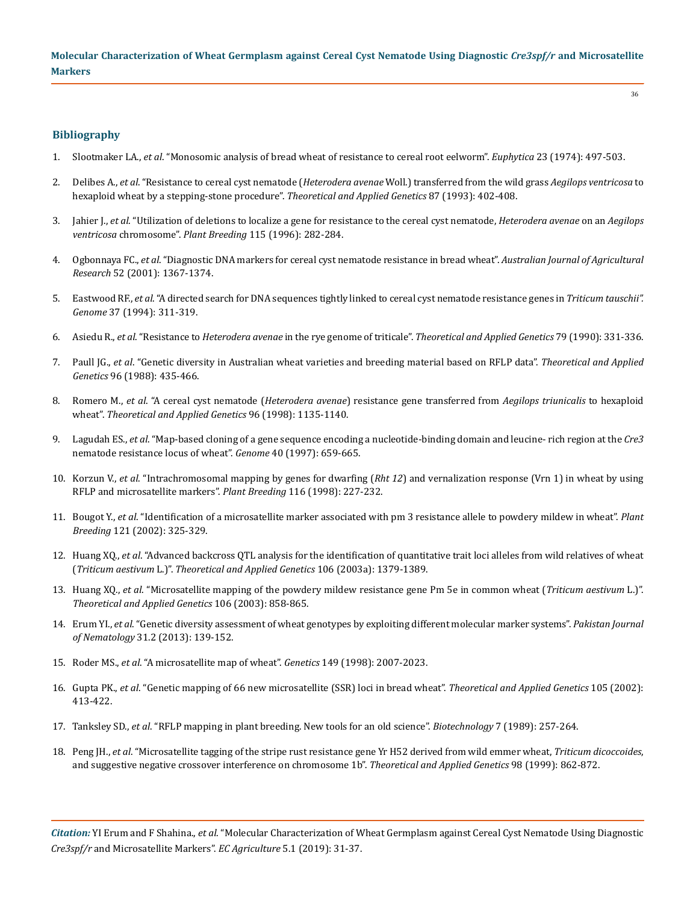## Bibliography

1. Slootmaker LA., *et al*. "Monosomic analysis of bread wheat of resistance to cereal root eelworm". *Euphytica* 23 (1974): 497-503.
2. Delibes A., *et al*. "Resistance to cereal cyst nematode (*Heterodera avenae* Woll.) transferred from the wild grass *Aegilops ventricosa* to hexaploid wheat by a stepping-stone procedure". *Theoretical and Applied Genetics* 87 (1993): 402-408.
3. Jahier J., *et al*. "Utilization of deletions to localize a gene for resistance to the cereal cyst nematode, *Heterodera avenae* on an *Aegilops ventricosa* chromosome". *Plant Breeding* 115 (1996): 282-284.
4. Ogbonnaya FC., *et al*. "Diagnostic DNA markers for cereal cyst nematode resistance in bread wheat". *Australian Journal of Agricultural Research* 52 (2001): 1367-1374.
5. Eastwood RF., *et al*. "A directed search for DNA sequences tightly linked to cereal cyst nematode resistance genes in *Triticum tauschii"*. *Genome* 37 (1994): 311-319.
6. Asiedu R., *et al*. "Resistance to *Heterodera avenae* in the rye genome of triticale". *Theoretical and Applied Genetics* 79 (1990): 331-336.
7. Paull JG., *et al*. "Genetic diversity in Australian wheat varieties and breeding material based on RFLP data". *Theoretical and Applied Genetics* 96 (1988): 435-466.
8. Romero M., *et al*. "A cereal cyst nematode (*Heterodera avenae*) resistance gene transferred from *Aegilops triuncialis* to hexaploid wheat". *Theoretical and Applied Genetics* 96 (1998): 1135-1140.
9. Lagudah ES., *et al*. "Map-based cloning of a gene sequence encoding a nucleotide-binding domain and leucine- rich region at the *Cre3* nematode resistance locus of wheat". *Genome* 40 (1997): 659-665.
10. Korzun V., *et al*. "Intrachromosomal mapping by genes for dwarfing (*Rht 12*) and vernalization response (Vrn 1) in wheat by using RFLP and microsatellite markers". *Plant Breeding* 116 (1998): 227-232.
11. Bougot Y., *et al*. "Identification of a microsatellite marker associated with pm 3 resistance allele to powdery mildew in wheat". *Plant Breeding* 121 (2002): 325-329.
12. Huang XQ., *et al*. "Advanced backcross QTL analysis for the identification of quantitative trait loci alleles from wild relatives of wheat (*Triticum aestivum* L.)". *Theoretical and Applied Genetics* 106 (2003a): 1379-1389.
13. Huang XQ., *et al*. "Microsatellite mapping of the powdery mildew resistance gene Pm 5e in common wheat (*Triticum aestivum* L.)". *Theoretical and Applied Genetics* 106 (2003): 858-865.
14. Erum YI., *et al*. "Genetic diversity assessment of wheat genotypes by exploiting different molecular marker systems". *Pakistan Journal of Nematology* 31.2 (2013): 139-152.
15. Roder MS., *et al*. "A microsatellite map of wheat". *Genetics* 149 (1998): 2007-2023.
16. Gupta PK., *et al*. "Genetic mapping of 66 new microsatellite (SSR) loci in bread wheat". *Theoretical and Applied Genetics* 105 (2002): 413-422.
17. Tanksley SD., *et al*. "RFLP mapping in plant breeding. New tools for an old science". *Biotechnology* 7 (1989): 257-264.
18. Peng JH., *et al*. "Microsatellite tagging of the stripe rust resistance gene Yr H52 derived from wild emmer wheat, *Triticum dicoccoides*, and suggestive negative crossover interference on chromosome 1b". *Theoretical and Applied Genetics* 98 (1999): 862-872.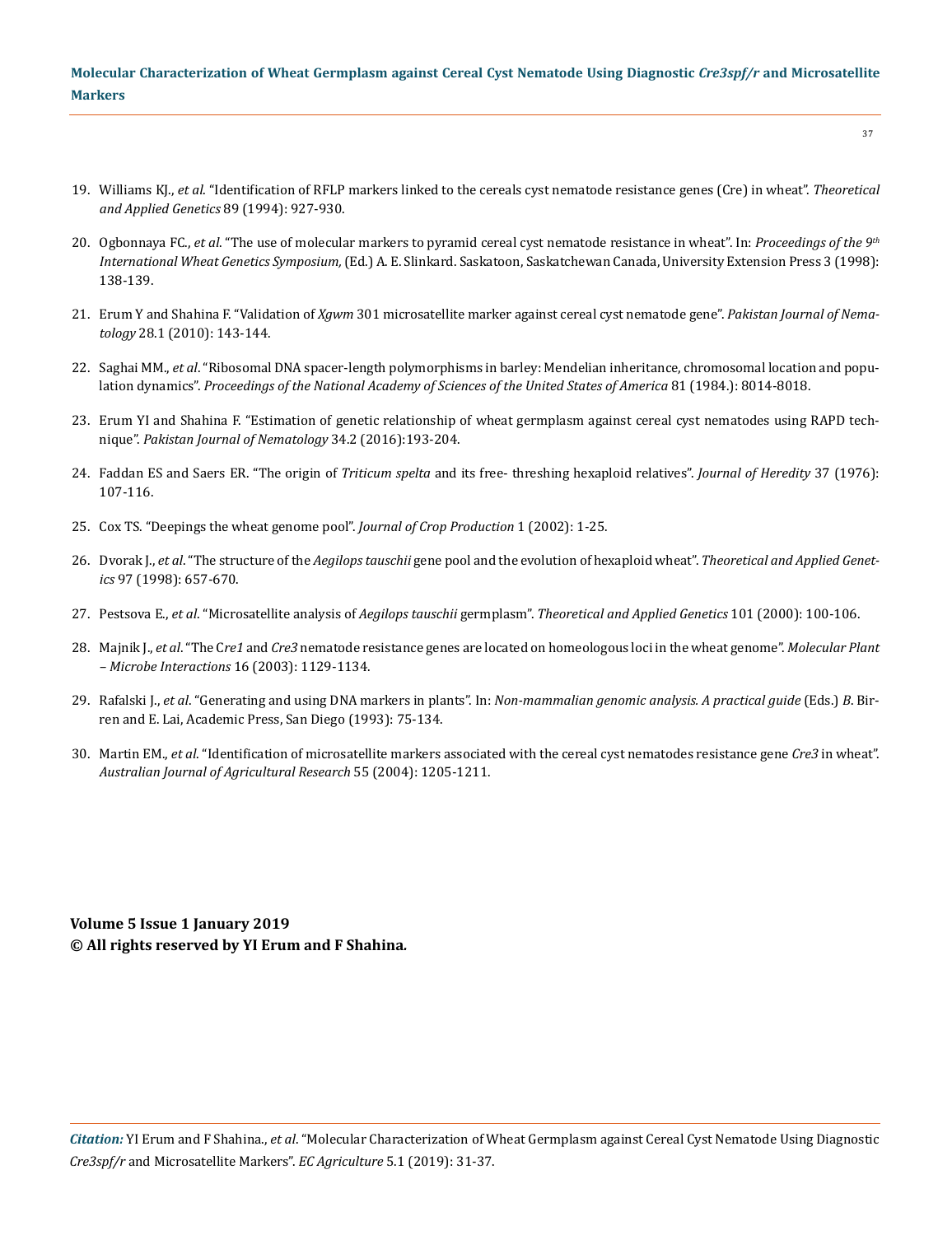19. Williams KJ., *et al*. "Identification of RFLP markers linked to the cereals cyst nematode resistance genes (Cre) in wheat". *Theoretical and Applied Genetics* 89 (1994): 927-930.

20. Ogbonnaya FC., *et al*. "The use of molecular markers to pyramid cereal cyst nematode resistance in wheat". In: *Proceedings of the 9th International Wheat Genetics Symposium,* (Ed.) A. E. Slinkard. Saskatoon, Saskatchewan Canada, University Extension Press 3 (1998): 138-139.

21. Erum Y and Shahina F. "Validation of *Xgwm* 301 microsatellite marker against cereal cyst nematode gene". *Pakistan Journal of Nematology* 28.1 (2010): 143-144.

22. Saghai MM., *et al*. "Ribosomal DNA spacer-length polymorphisms in barley: Mendelian inheritance, chromosomal location and population dynamics". *Proceedings of the National Academy of Sciences of the United States of America* 81 (1984.): 8014-8018.

23. Erum YI and Shahina F. "Estimation of genetic relationship of wheat germplasm against cereal cyst nematodes using RAPD technique". *Pakistan Journal of Nematology* 34.2 (2016):193-204.

24. Faddan ES and Saers ER. "The origin of *Triticum spelta* and its free- threshing hexaploid relatives". *Journal of Heredity* 37 (1976): 107-116.

25. Cox TS. "Deepings the wheat genome pool". *Journal of Crop Production* 1 (2002): 1-25.

26. Dvorak J., *et al*. "The structure of the *Aegilops tauschii* gene pool and the evolution of hexaploid wheat". *Theoretical and Applied Genetics* 97 (1998): 657-670.

27. Pestsova E., *et al*. "Microsatellite analysis of *Aegilops tauschii* germplasm". *Theoretical and Applied Genetics* 101 (2000): 100-106.

28. Majnik J., *et al*. "The C*re1* and *Cre3* nematode resistance genes are located on homeologous loci in the wheat genome". *Molecular Plant – Microbe Interactions* 16 (2003): 1129-1134.

29. Rafalski J., *et al*. "Generating and using DNA markers in plants". In: *Non-mammalian genomic analysis. A practical guide* (Eds.) *B*. Birren and E. Lai, Academic Press, San Diego (1993): 75-134.

30. Martin EM., *et al*. "Identification of microsatellite markers associated with the cereal cyst nematodes resistance gene *Cre3* in wheat". *Australian Journal of Agricultural Research* 55 (2004): 1205-1211.

**Volume 5 Issue 1 January 2019**
**© All rights reserved by YI Erum and F Shahina.**